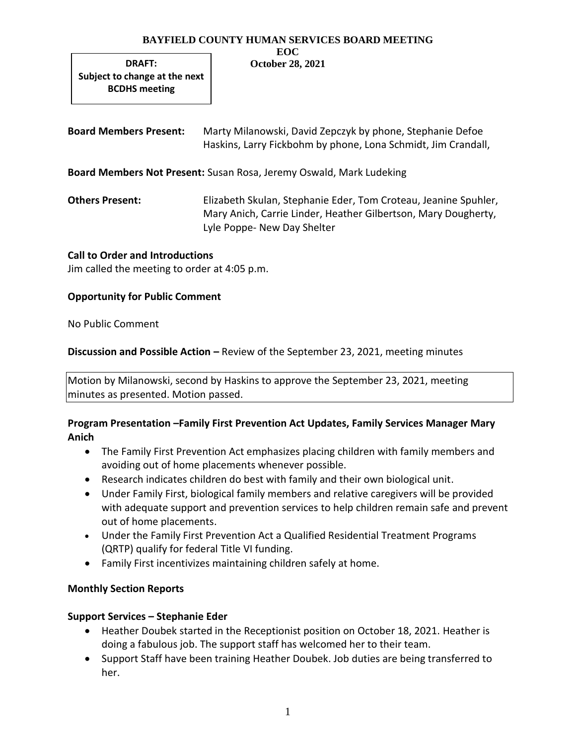# BAYFIELD COUNTY HUMAN SERVICES BOARD MEETING

**EOC**

**October 28, 2021**

**DRAFT:**
**Subject to change at the next BCDHS meeting**

**Board Members Present:** Marty Milanowski, David Zepczyk by phone, Stephanie Defoe Haskins, Larry Fickbohm by phone, Lona Schmidt, Jim Crandall,

**Board Members Not Present:** Susan Rosa, Jeremy Oswald, Mark Ludeking

**Others Present:** Elizabeth Skulan, Stephanie Eder, Tom Croteau, Jeanine Spuhler, Mary Anich, Carrie Linder, Heather Gilbertson, Mary Dougherty, Lyle Poppe- New Day Shelter

**Call to Order and Introductions**

Jim called the meeting to order at 4:05 p.m.

**Opportunity for Public Comment**

No Public Comment

**Discussion and Possible Action –** Review of the September 23, 2021, meeting minutes

Motion by Milanowski, second by Haskins to approve the September 23, 2021, meeting minutes as presented. Motion passed.

**Program Presentation –Family First Prevention Act Updates, Family Services Manager Mary Anich**

- The Family First Prevention Act emphasizes placing children with family members and avoiding out of home placements whenever possible.
- Research indicates children do best with family and their own biological unit.
- Under Family First, biological family members and relative caregivers will be provided with adequate support and prevention services to help children remain safe and prevent out of home placements.
- Under the Family First Prevention Act a Qualified Residential Treatment Programs (QRTP) qualify for federal Title VI funding.
- Family First incentivizes maintaining children safely at home.

**Monthly Section Reports**

**Support Services – Stephanie Eder**

- Heather Doubek started in the Receptionist position on October 18, 2021. Heather is doing a fabulous job. The support staff has welcomed her to their team.
- Support Staff have been training Heather Doubek. Job duties are being transferred to her.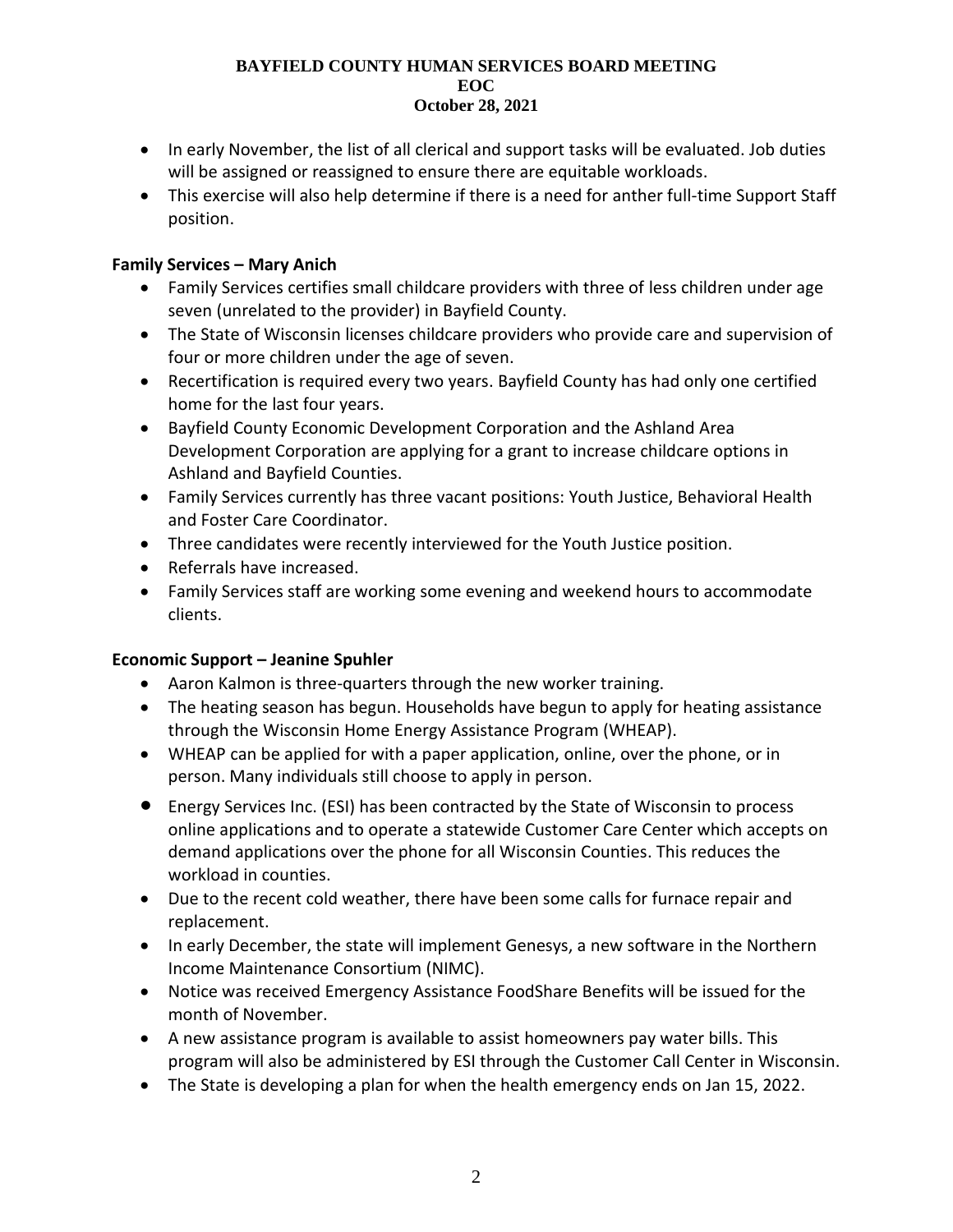- In early November, the list of all clerical and support tasks will be evaluated. Job duties will be assigned or reassigned to ensure there are equitable workloads.
- This exercise will also help determine if there is a need for anther full-time Support Staff position.

**Family Services – Mary Anich**

- Family Services certifies small childcare providers with three of less children under age seven (unrelated to the provider) in Bayfield County.
- The State of Wisconsin licenses childcare providers who provide care and supervision of four or more children under the age of seven.
- Recertification is required every two years. Bayfield County has had only one certified home for the last four years.
- Bayfield County Economic Development Corporation and the Ashland Area Development Corporation are applying for a grant to increase childcare options in Ashland and Bayfield Counties.
- Family Services currently has three vacant positions: Youth Justice, Behavioral Health and Foster Care Coordinator.
- Three candidates were recently interviewed for the Youth Justice position.
- Referrals have increased.
- Family Services staff are working some evening and weekend hours to accommodate clients.

**Economic Support – Jeanine Spuhler**

- Aaron Kalmon is three-quarters through the new worker training.
- The heating season has begun. Households have begun to apply for heating assistance through the Wisconsin Home Energy Assistance Program (WHEAP).
- WHEAP can be applied for with a paper application, online, over the phone, or in person. Many individuals still choose to apply in person.
- Energy Services Inc. (ESI) has been contracted by the State of Wisconsin to process online applications and to operate a statewide Customer Care Center which accepts on demand applications over the phone for all Wisconsin Counties. This reduces the workload in counties.
- Due to the recent cold weather, there have been some calls for furnace repair and replacement.
- In early December, the state will implement Genesys, a new software in the Northern Income Maintenance Consortium (NIMC).
- Notice was received Emergency Assistance FoodShare Benefits will be issued for the month of November.
- A new assistance program is available to assist homeowners pay water bills. This program will also be administered by ESI through the Customer Call Center in Wisconsin.
- The State is developing a plan for when the health emergency ends on Jan 15, 2022.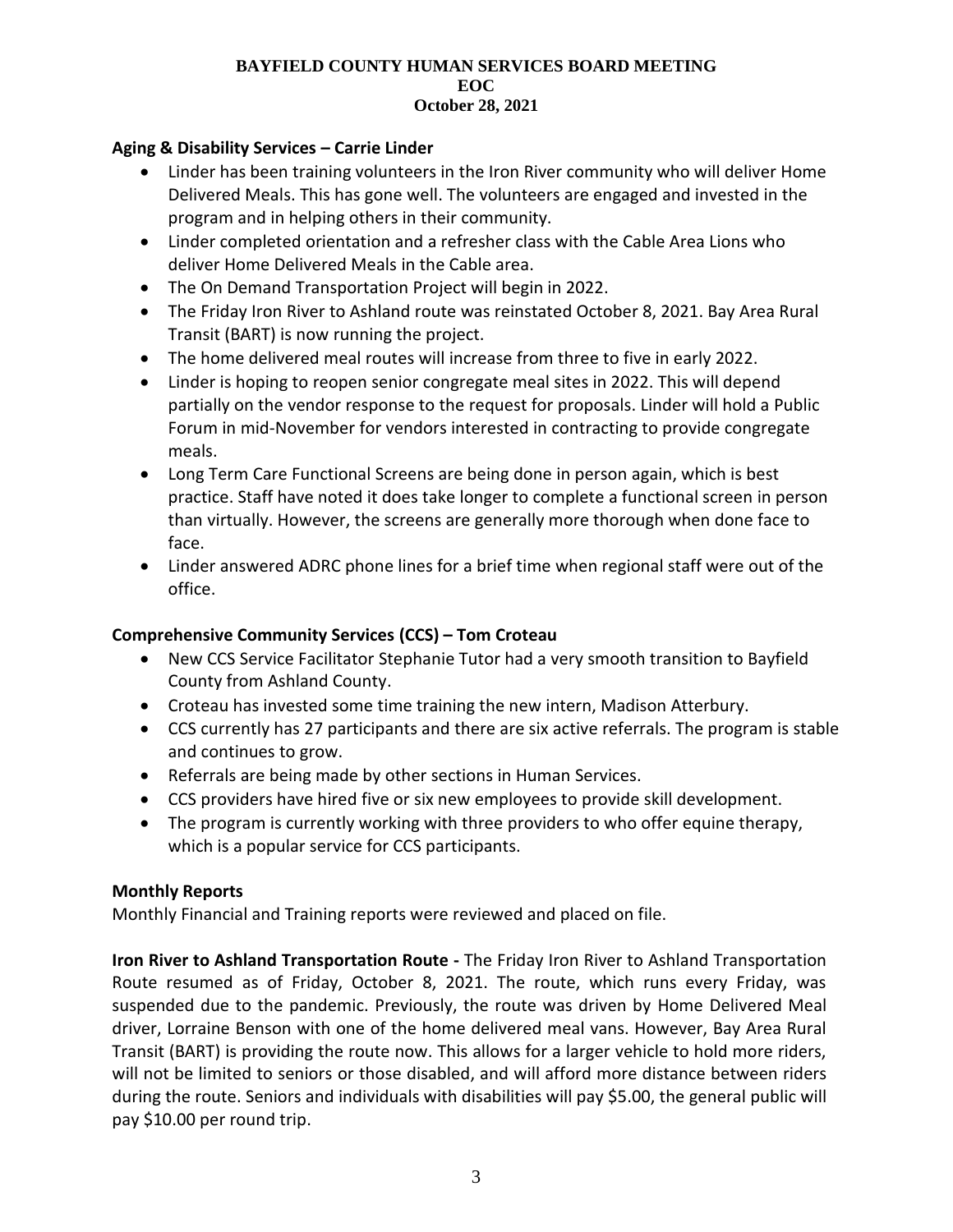**BAYFIELD COUNTY HUMAN SERVICES BOARD MEETING**
**EOC**
**October 28, 2021**

**Aging & Disability Services – Carrie Linder**

- Linder has been training volunteers in the Iron River community who will deliver Home Delivered Meals. This has gone well. The volunteers are engaged and invested in the program and in helping others in their community.
- Linder completed orientation and a refresher class with the Cable Area Lions who deliver Home Delivered Meals in the Cable area.
- The On Demand Transportation Project will begin in 2022.
- The Friday Iron River to Ashland route was reinstated October 8, 2021. Bay Area Rural Transit (BART) is now running the project.
- The home delivered meal routes will increase from three to five in early 2022.
- Linder is hoping to reopen senior congregate meal sites in 2022. This will depend partially on the vendor response to the request for proposals. Linder will hold a Public Forum in mid-November for vendors interested in contracting to provide congregate meals.
- Long Term Care Functional Screens are being done in person again, which is best practice. Staff have noted it does take longer to complete a functional screen in person than virtually. However, the screens are generally more thorough when done face to face.
- Linder answered ADRC phone lines for a brief time when regional staff were out of the office.

**Comprehensive Community Services (CCS) – Tom Croteau**

- New CCS Service Facilitator Stephanie Tutor had a very smooth transition to Bayfield County from Ashland County.
- Croteau has invested some time training the new intern, Madison Atterbury.
- CCS currently has 27 participants and there are six active referrals. The program is stable and continues to grow.
- Referrals are being made by other sections in Human Services.
- CCS providers have hired five or six new employees to provide skill development.
- The program is currently working with three providers to who offer equine therapy, which is a popular service for CCS participants.

**Monthly Reports**

Monthly Financial and Training reports were reviewed and placed on file.

**Iron River to Ashland Transportation Route -** The Friday Iron River to Ashland Transportation Route resumed as of Friday, October 8, 2021. The route, which runs every Friday, was suspended due to the pandemic. Previously, the route was driven by Home Delivered Meal driver, Lorraine Benson with one of the home delivered meal vans. However, Bay Area Rural Transit (BART) is providing the route now. This allows for a larger vehicle to hold more riders, will not be limited to seniors or those disabled, and will afford more distance between riders during the route. Seniors and individuals with disabilities will pay $5.00, the general public will pay $10.00 per round trip.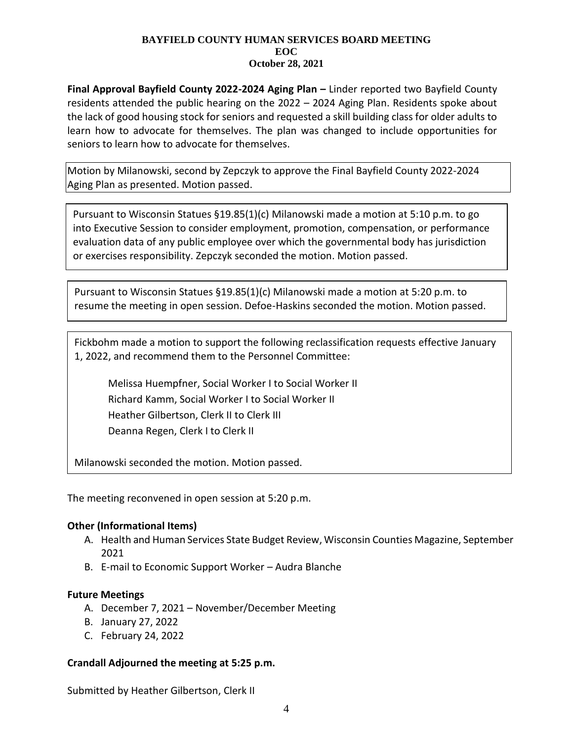**BAYFIELD COUNTY HUMAN SERVICES BOARD MEETING**
**EOC**
**October 28, 2021**

**Final Approval Bayfield County 2022-2024 Aging Plan –** Linder reported two Bayfield County residents attended the public hearing on the 2022 – 2024 Aging Plan. Residents spoke about the lack of good housing stock for seniors and requested a skill building class for older adults to learn how to advocate for themselves. The plan was changed to include opportunities for seniors to learn how to advocate for themselves.

Motion by Milanowski, second by Zepczyk to approve the Final Bayfield County 2022-2024 Aging Plan as presented. Motion passed.

Pursuant to Wisconsin Statues §19.85(1)(c) Milanowski made a motion at 5:10 p.m. to go into Executive Session to consider employment, promotion, compensation, or performance evaluation data of any public employee over which the governmental body has jurisdiction or exercises responsibility. Zepczyk seconded the motion. Motion passed.

Pursuant to Wisconsin Statues §19.85(1)(c) Milanowski made a motion at 5:20 p.m. to resume the meeting in open session. Defoe-Haskins seconded the motion. Motion passed.

Fickbohm made a motion to support the following reclassification requests effective January 1, 2022, and recommend them to the Personnel Committee:

- Melissa Huempfner, Social Worker I to Social Worker II
- Richard Kamm, Social Worker I to Social Worker II
- Heather Gilbertson, Clerk II to Clerk III
- Deanna Regen, Clerk I to Clerk II

Milanowski seconded the motion. Motion passed.

The meeting reconvened in open session at 5:20 p.m.

**Other (Informational Items)**

A. Health and Human Services State Budget Review, Wisconsin Counties Magazine, September 2021
B. E-mail to Economic Support Worker – Audra Blanche

**Future Meetings**

A. December 7, 2021 – November/December Meeting
B. January 27, 2022
C. February 24, 2022

**Crandall Adjourned the meeting at 5:25 p.m.**

Submitted by Heather Gilbertson, Clerk II